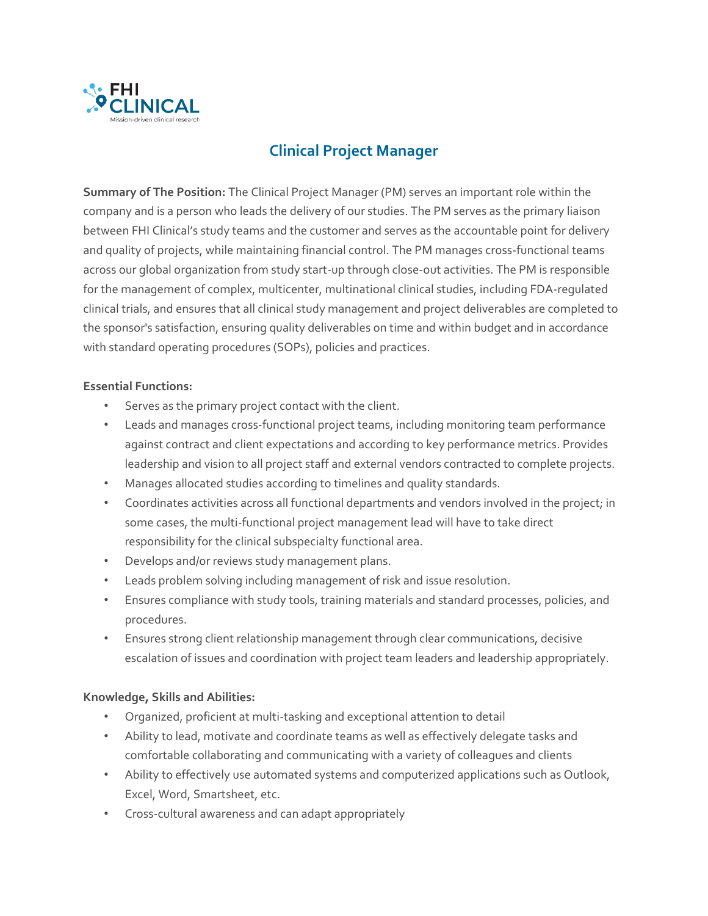FHI CLINICAL
Mission-driven clinical research

# Clinical Project Manager

**Summary of The Position:** The Clinical Project Manager (PM) serves an important role within the company and is a person who leads the delivery of our studies. The PM serves as the primary liaison between FHI Clinical's study teams and the customer and serves as the accountable point for delivery and quality of projects, while maintaining financial control. The PM manages cross-functional teams across our global organization from study start-up through close-out activities. The PM is responsible for the management of complex, multicenter, multinational clinical studies, including FDA-regulated clinical trials, and ensures that all clinical study management and project deliverables are completed to the sponsor's satisfaction, ensuring quality deliverables on time and within budget and in accordance with standard operating procedures (SOPs), policies and practices.

**Essential Functions:**

- Serves as the primary project contact with the client.
- Leads and manages cross-functional project teams, including monitoring team performance against contract and client expectations and according to key performance metrics. Provides leadership and vision to all project staff and external vendors contracted to complete projects.
- Manages allocated studies according to timelines and quality standards.
- Coordinates activities across all functional departments and vendors involved in the project; in some cases, the multi-functional project management lead will have to take direct responsibility for the clinical subspecialty functional area.
- Develops and/or reviews study management plans.
- Leads problem solving including management of risk and issue resolution.
- Ensures compliance with study tools, training materials and standard processes, policies, and procedures.
- Ensures strong client relationship management through clear communications, decisive escalation of issues and coordination with project team leaders and leadership appropriately.

**Knowledge, Skills and Abilities:**

- Organized, proficient at multi-tasking and exceptional attention to detail
- Ability to lead, motivate and coordinate teams as well as effectively delegate tasks and comfortable collaborating and communicating with a variety of colleagues and clients
- Ability to effectively use automated systems and computerized applications such as Outlook, Excel, Word, Smartsheet, etc.
- Cross-cultural awareness and can adapt appropriately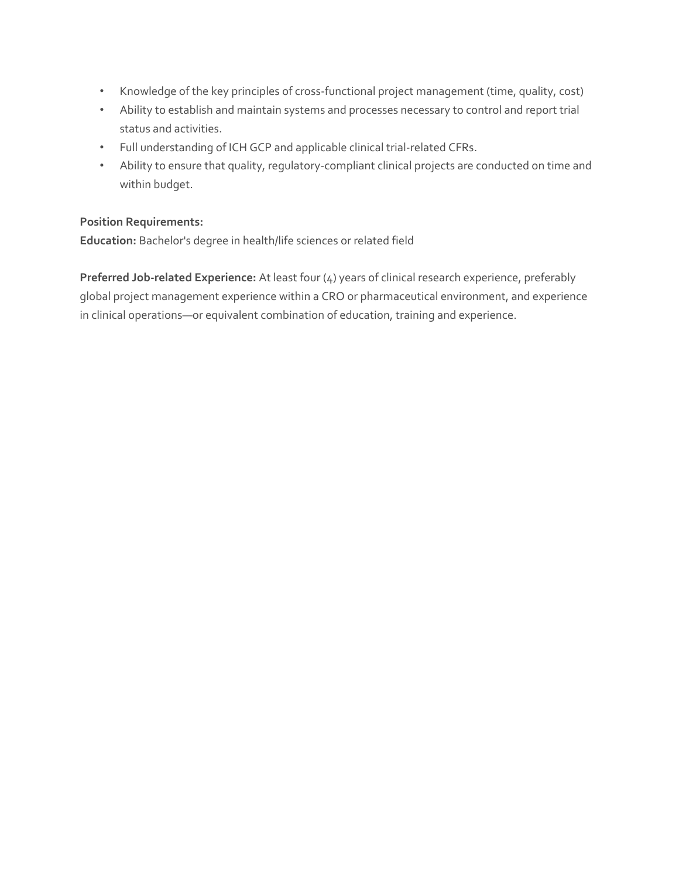- Knowledge of the key principles of cross-functional project management (time, quality, cost)
- Ability to establish and maintain systems and processes necessary to control and report trial status and activities.
- Full understanding of ICH GCP and applicable clinical trial-related CFRs.
- Ability to ensure that quality, regulatory-compliant clinical projects are conducted on time and within budget.

**Position Requirements:**
**Education:** Bachelor's degree in health/life sciences or related field

**Preferred Job-related Experience:** At least four (4) years of clinical research experience, preferably global project management experience within a CRO or pharmaceutical environment, and experience in clinical operations—or equivalent combination of education, training and experience.